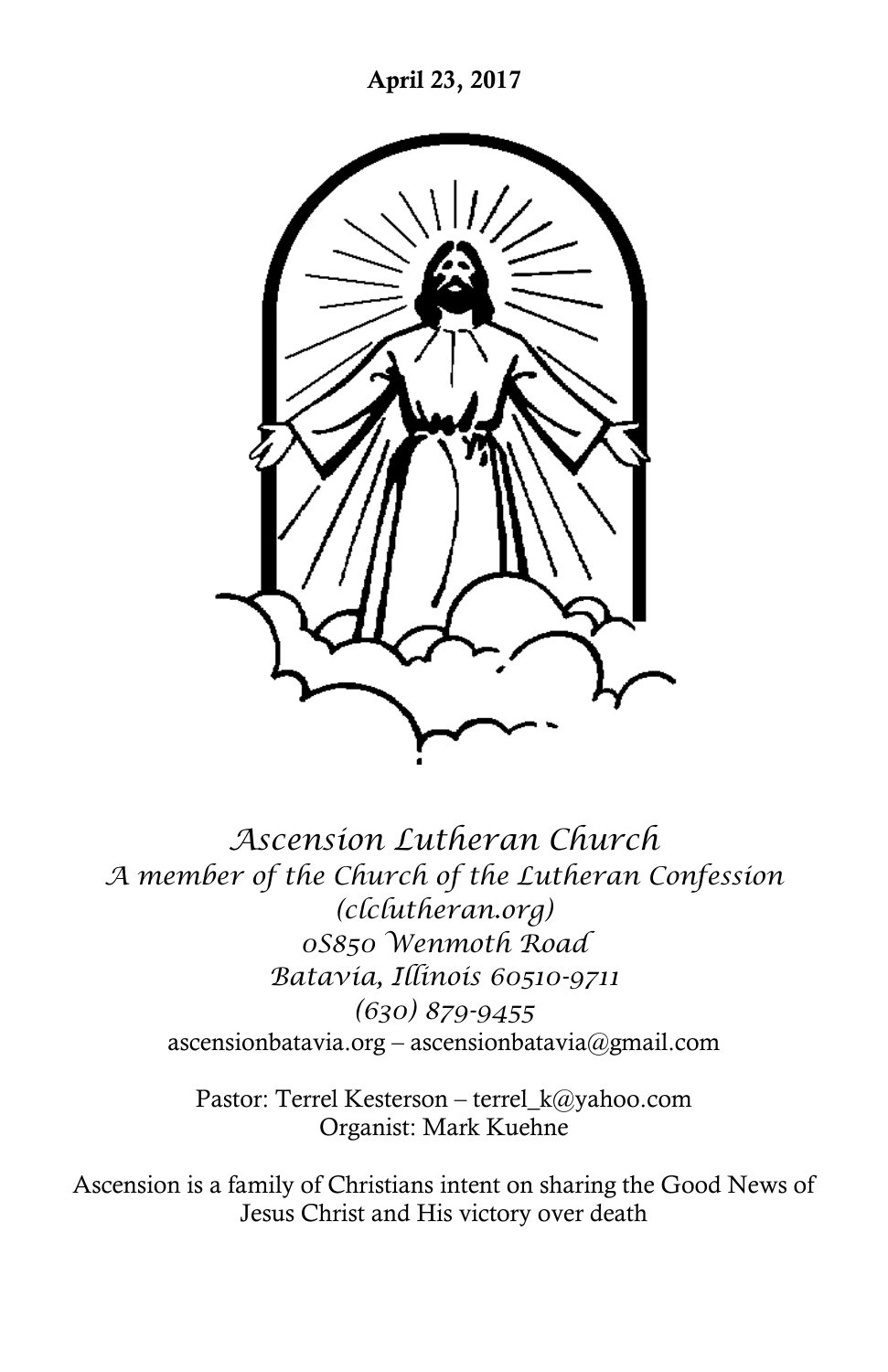**April 23, 2017**

# *Ascension Lutheran Church*

*A member of the Church of the Lutheran Confession*
*(clclutheran.org)*
*0S850 Wenmoth Road*
*Batavia, Illinois 60510-9711*
*(630) 879-9455*
ascensionbatavia.org – ascensionbatavia@gmail.com

Pastor: Terrel Kesterson – terrel_k@yahoo.com
Organist: Mark Kuehne

Ascension is a family of Christians intent on sharing the Good News of Jesus Christ and His victory over death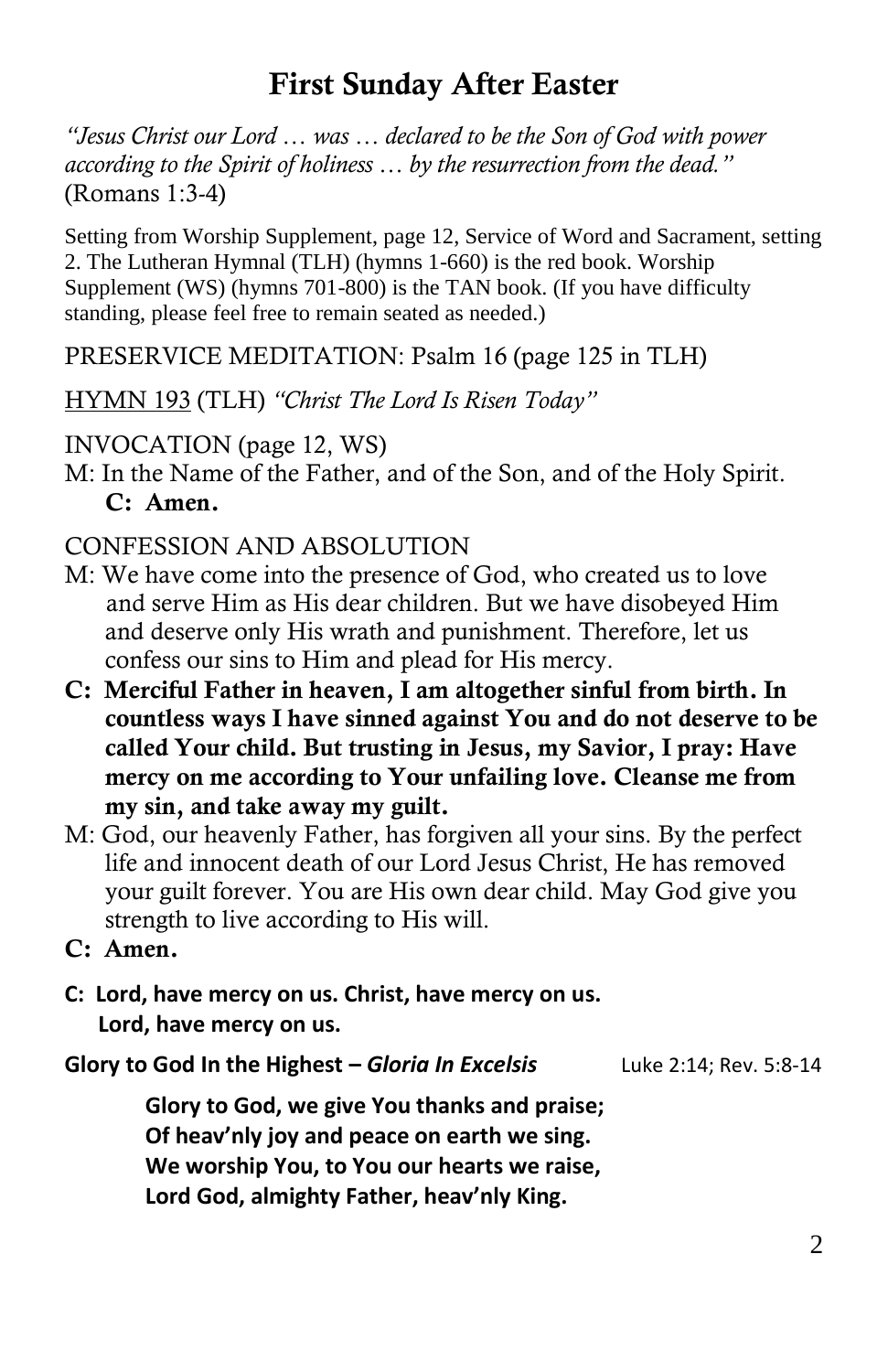# First Sunday After Easter

*"Jesus Christ our Lord … was … declared to be the Son of God with power according to the Spirit of holiness … by the resurrection from the dead."* (Romans 1:3-4)

Setting from Worship Supplement, page 12, Service of Word and Sacrament, setting 2. The Lutheran Hymnal (TLH) (hymns 1-660) is the red book. Worship Supplement (WS) (hymns 701-800) is the TAN book. (If you have difficulty standing, please feel free to remain seated as needed.)

PRESERVICE MEDITATION: Psalm 16 (page 125 in TLH)

HYMN 193 (TLH) *"Christ The Lord Is Risen Today"*

INVOCATION (page 12, WS)

M: In the Name of the Father, and of the Son, and of the Holy Spirit.

**C: Amen.**

CONFESSION AND ABSOLUTION

M: We have come into the presence of God, who created us to love and serve Him as His dear children. But we have disobeyed Him and deserve only His wrath and punishment. Therefore, let us confess our sins to Him and plead for His mercy.

**C: Merciful Father in heaven, I am altogether sinful from birth. In countless ways I have sinned against You and do not deserve to be called Your child. But trusting in Jesus, my Savior, I pray: Have mercy on me according to Your unfailing love. Cleanse me from my sin, and take away my guilt.**

M: God, our heavenly Father, has forgiven all your sins. By the perfect life and innocent death of our Lord Jesus Christ, He has removed your guilt forever. You are His own dear child. May God give you strength to live according to His will.

**C: Amen.**

**C: Lord, have mercy on us. Christ, have mercy on us.**
**Lord, have mercy on us.**

**Glory to God In the Highest – *Gloria In Excelsis*** Luke 2:14; Rev. 5:8-14

**Glory to God, we give You thanks and praise;**
**Of heav'nly joy and peace on earth we sing.**
**We worship You, to You our hearts we raise,**
**Lord God, almighty Father, heav'nly King.**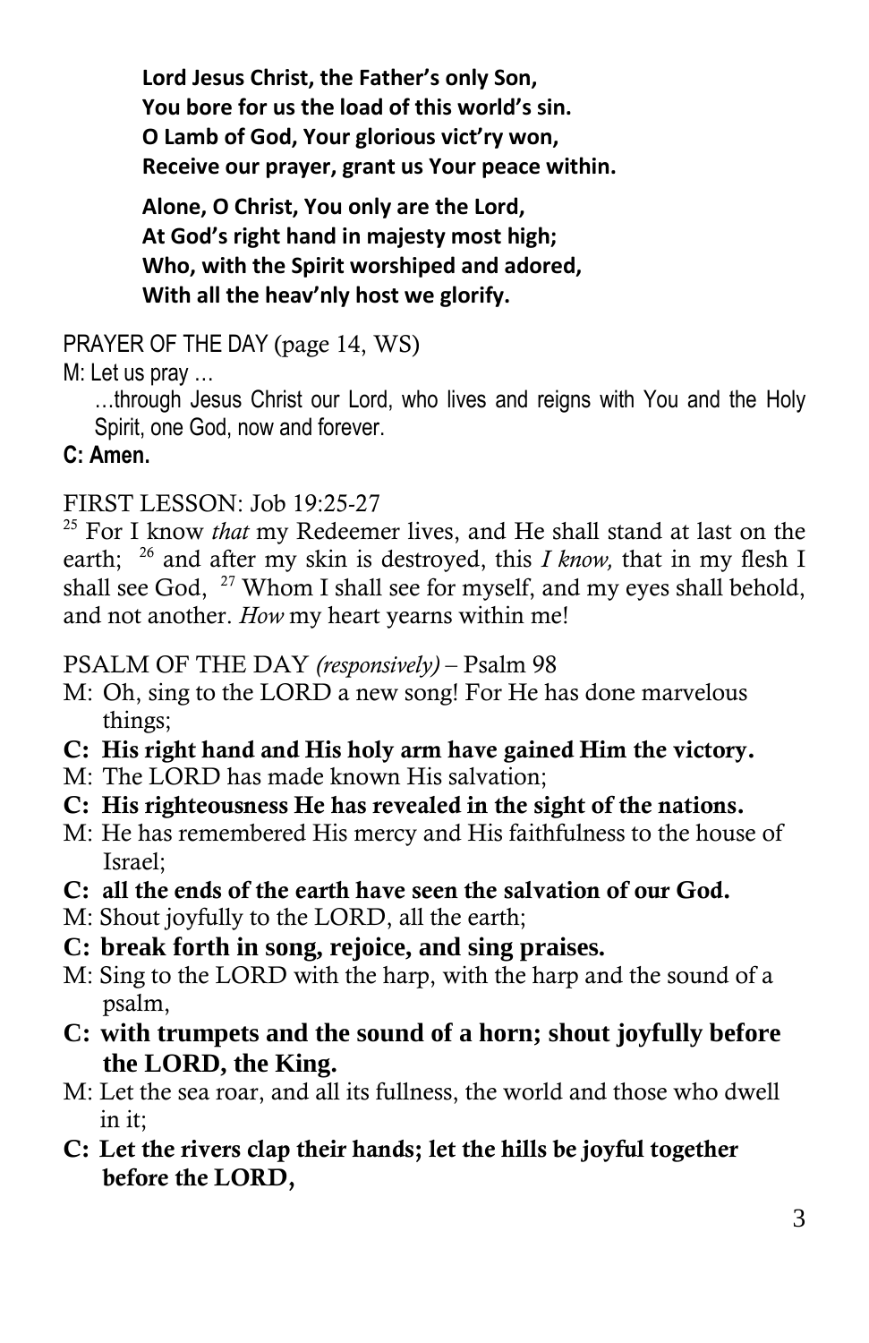**Lord Jesus Christ, the Father's only Son,**
**You bore for us the load of this world's sin.**
**O Lamb of God, Your glorious vict'ry won,**
**Receive our prayer, grant us Your peace within.**

**Alone, O Christ, You only are the Lord,**
**At God's right hand in majesty most high;**
**Who, with the Spirit worshiped and adored,**
**With all the heav'nly host we glorify.**

PRAYER OF THE DAY (page 14, WS)

M: Let us pray …

…through Jesus Christ our Lord, who lives and reigns with You and the Holy Spirit, one God, now and forever.

**C: Amen.**

FIRST LESSON: Job 19:25-27

[25] For I know *that* my Redeemer lives, and He shall stand at last on the earth; [26] and after my skin is destroyed, this *I know,* that in my flesh I shall see God, [27] Whom I shall see for myself, and my eyes shall behold, and not another. *How* my heart yearns within me!

PSALM OF THE DAY *(responsively)* – Psalm 98

M: Oh, sing to the LORD a new song! For He has done marvelous things;

**C: His right hand and His holy arm have gained Him the victory.**

M: The LORD has made known His salvation;

**C: His righteousness He has revealed in the sight of the nations.**

M: He has remembered His mercy and His faithfulness to the house of Israel;

**C: all the ends of the earth have seen the salvation of our God.**

M: Shout joyfully to the LORD, all the earth;

**C: break forth in song, rejoice, and sing praises.**

M: Sing to the LORD with the harp, with the harp and the sound of a psalm,

**C: with trumpets and the sound of a horn; shout joyfully before the LORD, the King.**

M: Let the sea roar, and all its fullness, the world and those who dwell in it;

**C: Let the rivers clap their hands; let the hills be joyful together before the LORD,**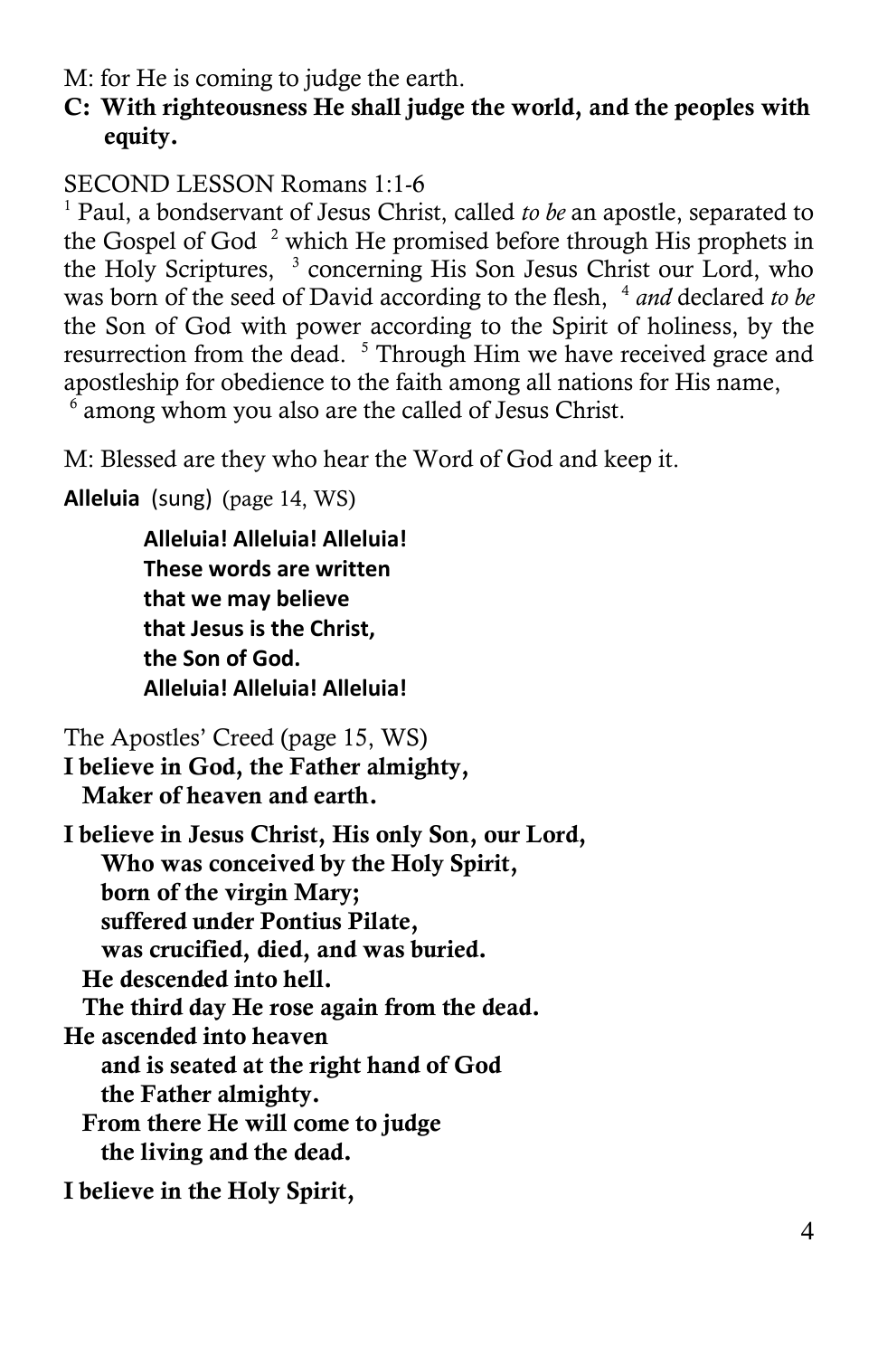M: for He is coming to judge the earth.

**C: With righteousness He shall judge the world, and the peoples with equity.**

SECOND LESSON Romans 1:1-6

[1] Paul, a bondservant of Jesus Christ, called *to be* an apostle, separated to the Gospel of God [2] which He promised before through His prophets in the Holy Scriptures, [3] concerning His Son Jesus Christ our Lord, who was born of the seed of David according to the flesh, [4] *and* declared *to be* the Son of God with power according to the Spirit of holiness, by the resurrection from the dead. [5] Through Him we have received grace and apostleship for obedience to the faith among all nations for His name, [6] among whom you also are the called of Jesus Christ.

M: Blessed are they who hear the Word of God and keep it.

**Alleluia** (sung) (page 14, WS)

**Alleluia! Alleluia! Alleluia!**
**These words are written**
**that we may believe**
**that Jesus is the Christ,**
**the Son of God.**
**Alleluia! Alleluia! Alleluia!**

The Apostles' Creed (page 15, WS)

**I believe in God, the Father almighty,**
**Maker of heaven and earth.**

**I believe in Jesus Christ, His only Son, our Lord,**
**Who was conceived by the Holy Spirit,**
**born of the virgin Mary;**
**suffered under Pontius Pilate,**
**was crucified, died, and was buried.**
**He descended into hell.**
**The third day He rose again from the dead.**
**He ascended into heaven**
**and is seated at the right hand of God**
**the Father almighty.**
**From there He will come to judge**
**the living and the dead.**

**I believe in the Holy Spirit,**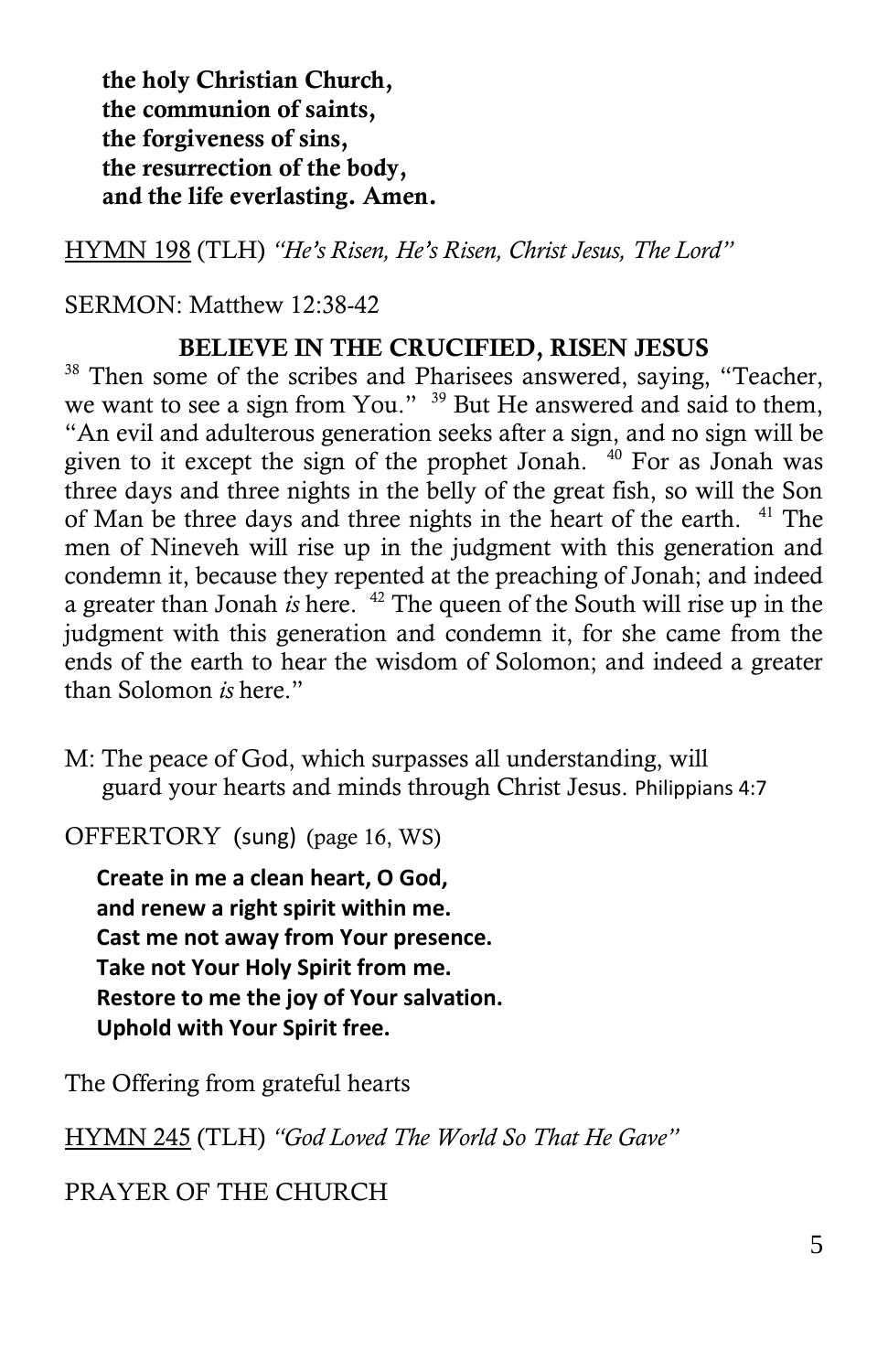**the holy Christian Church,**
**the communion of saints,**
**the forgiveness of sins,**
**the resurrection of the body,**
**and the life everlasting. Amen.**

HYMN 198 (TLH) *"He's Risen, He's Risen, Christ Jesus, The Lord"*

SERMON: Matthew 12:38-42

**BELIEVE IN THE CRUCIFIED, RISEN JESUS**

[38] Then some of the scribes and Pharisees answered, saying, "Teacher, we want to see a sign from You." [39] But He answered and said to them, "An evil and adulterous generation seeks after a sign, and no sign will be given to it except the sign of the prophet Jonah. [40] For as Jonah was three days and three nights in the belly of the great fish, so will the Son of Man be three days and three nights in the heart of the earth. [41] The men of Nineveh will rise up in the judgment with this generation and condemn it, because they repented at the preaching of Jonah; and indeed a greater than Jonah *is* here. [42] The queen of the South will rise up in the judgment with this generation and condemn it, for she came from the ends of the earth to hear the wisdom of Solomon; and indeed a greater than Solomon *is* here."

M: The peace of God, which surpasses all understanding, will guard your hearts and minds through Christ Jesus. Philippians 4:7

OFFERTORY (sung) (page 16, WS)

**Create in me a clean heart, O God,**
**and renew a right spirit within me.**
**Cast me not away from Your presence.**
**Take not Your Holy Spirit from me.**
**Restore to me the joy of Your salvation.**
**Uphold with Your Spirit free.**

The Offering from grateful hearts

HYMN 245 (TLH) *"God Loved The World So That He Gave"*

PRAYER OF THE CHURCH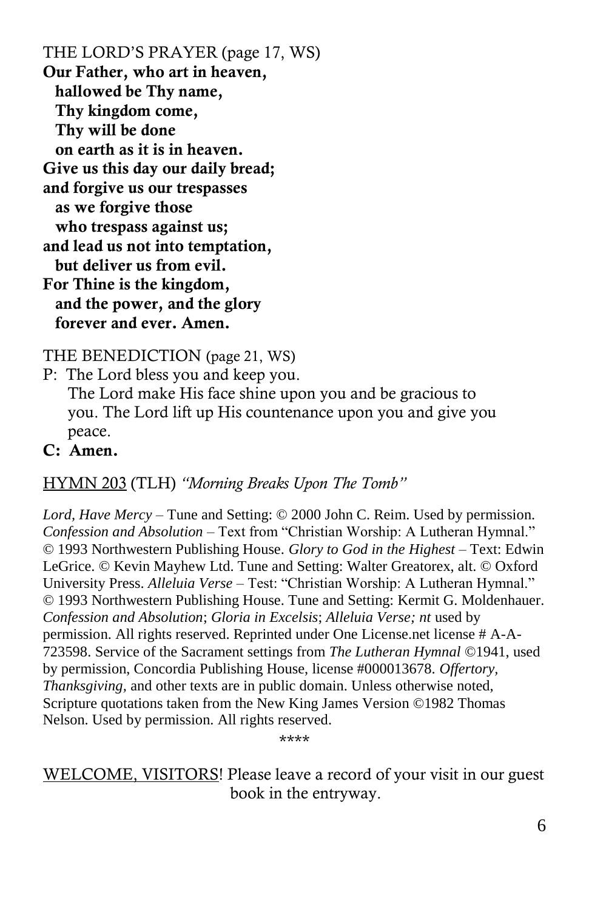THE LORD'S PRAYER (page 17, WS)

**Our Father, who art in heaven,**
**hallowed be Thy name,**
**Thy kingdom come,**
**Thy will be done**
**on earth as it is in heaven.**
**Give us this day our daily bread;**
**and forgive us our trespasses**
**as we forgive those**
**who trespass against us;**
**and lead us not into temptation,**
**but deliver us from evil.**
**For Thine is the kingdom,**
**and the power, and the glory**
**forever and ever. Amen.**

THE BENEDICTION (page 21, WS)

P: The Lord bless you and keep you.
The Lord make His face shine upon you and be gracious to you. The Lord lift up His countenance upon you and give you peace.

**C: Amen.**

<u>HYMN 203</u> (TLH) *"Morning Breaks Upon The Tomb"*

*Lord, Have Mercy* – Tune and Setting: © 2000 John C. Reim. Used by permission. *Confession and Absolution* – Text from "Christian Worship: A Lutheran Hymnal." © 1993 Northwestern Publishing House. *Glory to God in the Highest* – Text: Edwin LeGrice. © Kevin Mayhew Ltd. Tune and Setting: Walter Greatorex, alt. © Oxford University Press. *Alleluia Verse* – Test: "Christian Worship: A Lutheran Hymnal." © 1993 Northwestern Publishing House. Tune and Setting: Kermit G. Moldenhauer. *Confession and Absolution*; *Gloria in Excelsis*; *Alleluia Verse; nt* used by permission. All rights reserved. Reprinted under One License.net license # A-A-723598. Service of the Sacrament settings from *The Lutheran Hymnal* ©1941, used by permission, Concordia Publishing House, license #000013678. *Offertory, Thanksgiving,* and other texts are in public domain. Unless otherwise noted, Scripture quotations taken from the New King James Version ©1982 Thomas Nelson. Used by permission. All rights reserved.

****

<u>WELCOME, VISITORS</u>! Please leave a record of your visit in our guest book in the entryway.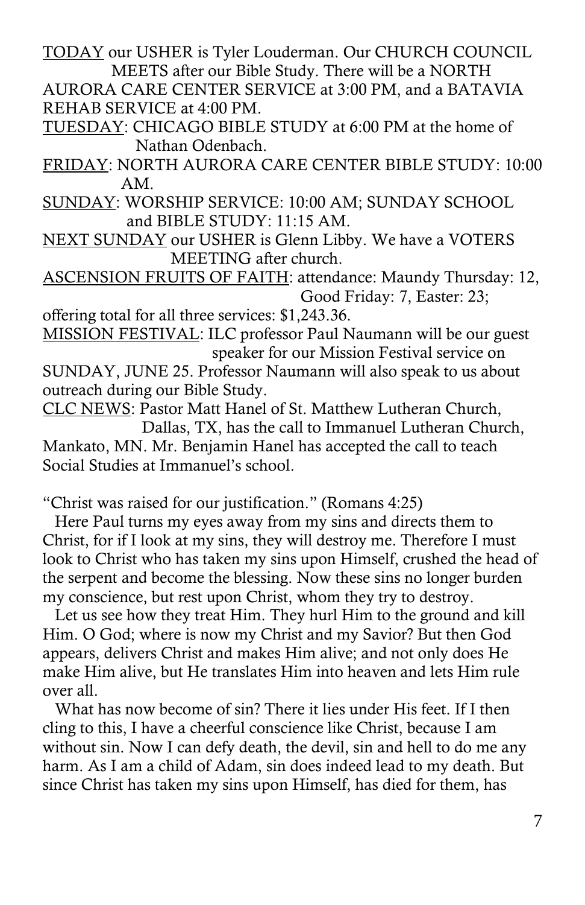<u>TODAY</u> our USHER is Tyler Louderman. Our CHURCH COUNCIL MEETS after our Bible Study. There will be a NORTH AURORA CARE CENTER SERVICE at 3:00 PM, and a BATAVIA REHAB SERVICE at 4:00 PM.

<u>TUESDAY</u>: CHICAGO BIBLE STUDY at 6:00 PM at the home of Nathan Odenbach.

<u>FRIDAY</u>: NORTH AURORA CARE CENTER BIBLE STUDY: 10:00 AM.

<u>SUNDAY</u>: WORSHIP SERVICE: 10:00 AM; SUNDAY SCHOOL and BIBLE STUDY: 11:15 AM.

<u>NEXT SUNDAY</u> our USHER is Glenn Libby. We have a VOTERS MEETING after church.

<u>ASCENSION FRUITS OF FAITH</u>: attendance: Maundy Thursday: 12, Good Friday: 7, Easter: 23; offering total for all three services: $1,243.36.

<u>MISSION FESTIVAL</u>: ILC professor Paul Naumann will be our guest speaker for our Mission Festival service on SUNDAY, JUNE 25. Professor Naumann will also speak to us about outreach during our Bible Study.

<u>CLC NEWS</u>: Pastor Matt Hanel of St. Matthew Lutheran Church, Dallas, TX, has the call to Immanuel Lutheran Church, Mankato, MN. Mr. Benjamin Hanel has accepted the call to teach Social Studies at Immanuel's school.

"Christ was raised for our justification." (Romans 4:25)

Here Paul turns my eyes away from my sins and directs them to Christ, for if I look at my sins, they will destroy me. Therefore I must look to Christ who has taken my sins upon Himself, crushed the head of the serpent and become the blessing. Now these sins no longer burden my conscience, but rest upon Christ, whom they try to destroy.

Let us see how they treat Him. They hurl Him to the ground and kill Him. O God; where is now my Christ and my Savior? But then God appears, delivers Christ and makes Him alive; and not only does He make Him alive, but He translates Him into heaven and lets Him rule over all.

What has now become of sin? There it lies under His feet. If I then cling to this, I have a cheerful conscience like Christ, because I am without sin. Now I can defy death, the devil, sin and hell to do me any harm. As I am a child of Adam, sin does indeed lead to my death. But since Christ has taken my sins upon Himself, has died for them, has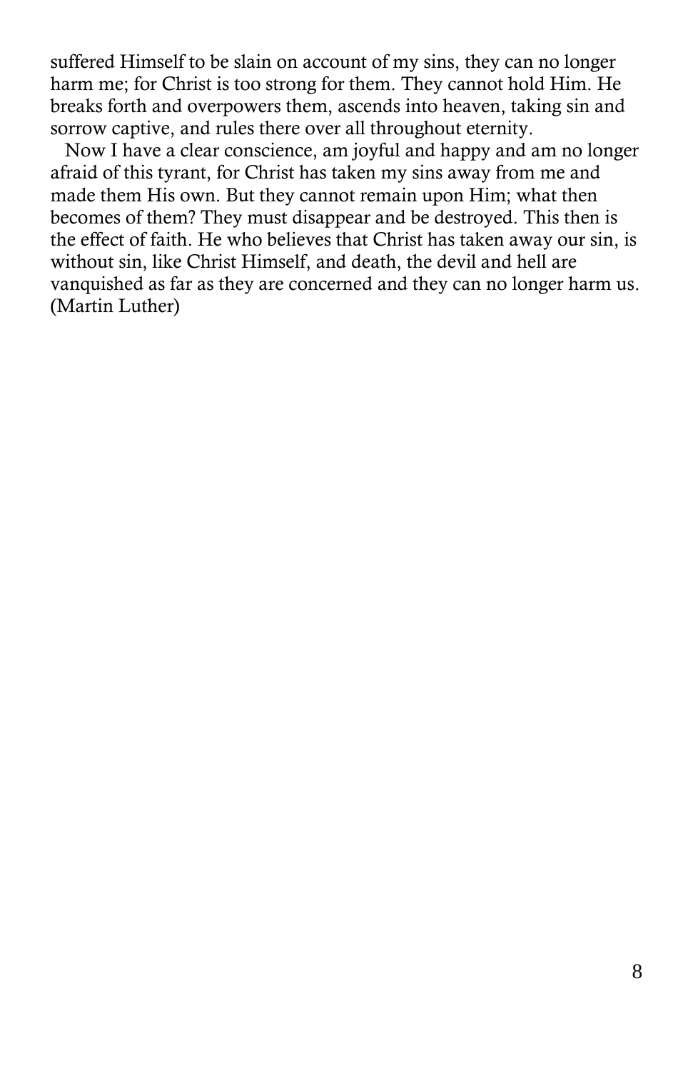suffered Himself to be slain on account of my sins, they can no longer harm me; for Christ is too strong for them. They cannot hold Him. He breaks forth and overpowers them, ascends into heaven, taking sin and sorrow captive, and rules there over all throughout eternity.

Now I have a clear conscience, am joyful and happy and am no longer afraid of this tyrant, for Christ has taken my sins away from me and made them His own. But they cannot remain upon Him; what then becomes of them? They must disappear and be destroyed. This then is the effect of faith. He who believes that Christ has taken away our sin, is without sin, like Christ Himself, and death, the devil and hell are vanquished as far as they are concerned and they can no longer harm us. (Martin Luther)